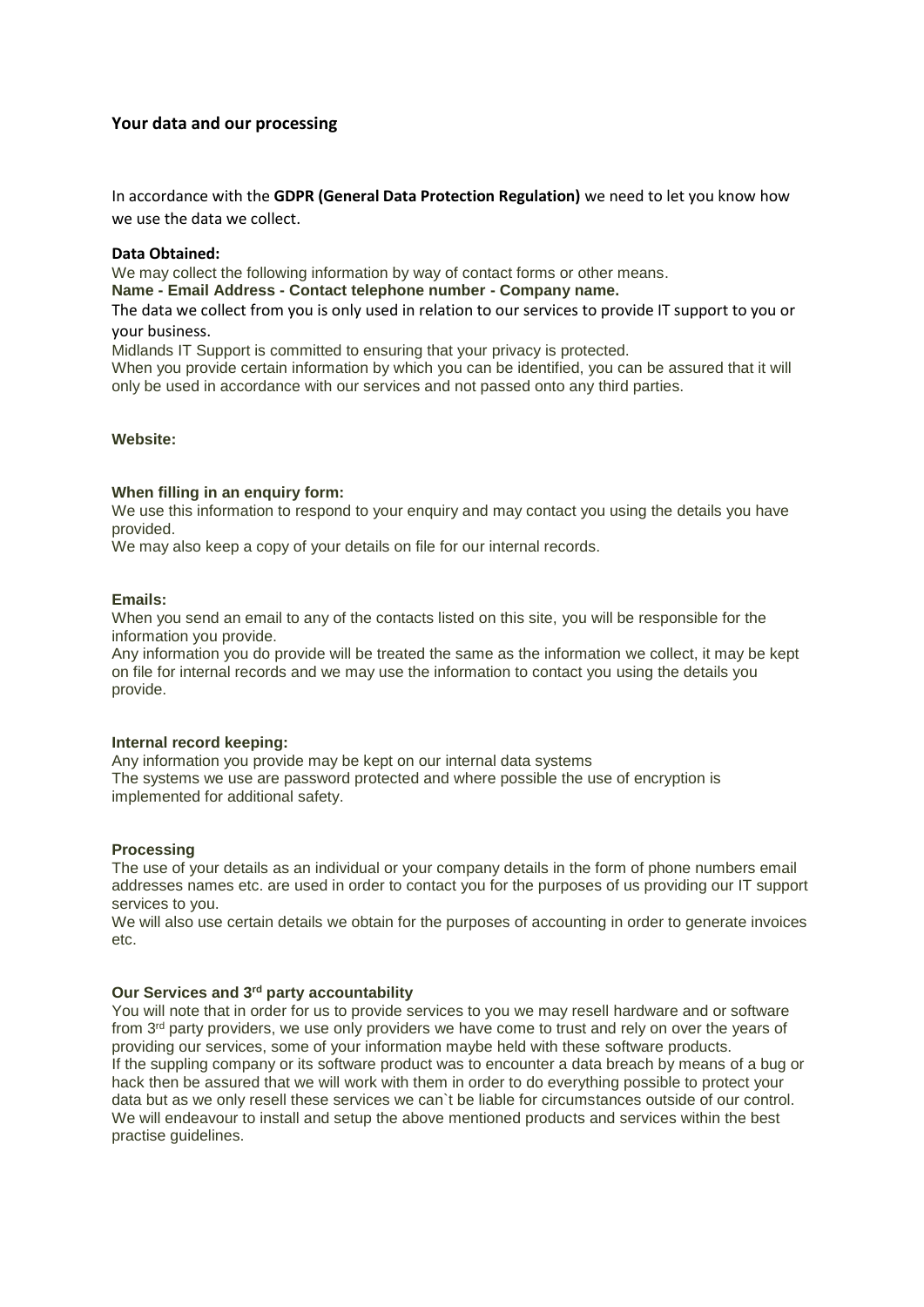## Your data and our processing

In accordance with the **GDPR (General Data Protection Regulation)** we need to let you know how we use the data we collect.

**Data Obtained:**

We may collect the following information by way of contact forms or other means.

**Name - Email Address - Contact telephone number - Company name.**

The data we collect from you is only used in relation to our services to provide IT support to you or your business.

Midlands IT Support is committed to ensuring that your privacy is protected.

When you provide certain information by which you can be identified, you can be assured that it will only be used in accordance with our services and not passed onto any third parties.

**Website:**

**When filling in an enquiry form:**

We use this information to respond to your enquiry and may contact you using the details you have provided.

We may also keep a copy of your details on file for our internal records.

**Emails:**

When you send an email to any of the contacts listed on this site, you will be responsible for the information you provide.

Any information you do provide will be treated the same as the information we collect, it may be kept on file for internal records and we may use the information to contact you using the details you provide.

**Internal record keeping:**

Any information you provide may be kept on our internal data systems

The systems we use are password protected and where possible the use of encryption is implemented for additional safety.

**Processing**

The use of your details as an individual or your company details in the form of phone numbers email addresses names etc. are used in order to contact you for the purposes of us providing our IT support services to you.

We will also use certain details we obtain for the purposes of accounting in order to generate invoices etc.

**Our Services and 3rd party accountability**

You will note that in order for us to provide services to you we may resell hardware and or software from 3rd party providers, we use only providers we have come to trust and rely on over the years of providing our services, some of your information maybe held with these software products.

If the suppling company or its software product was to encounter a data breach by means of a bug or hack then be assured that we will work with them in order to do everything possible to protect your data but as we only resell these services we can`t be liable for circumstances outside of our control.

We will endeavour to install and setup the above mentioned products and services within the best practise guidelines.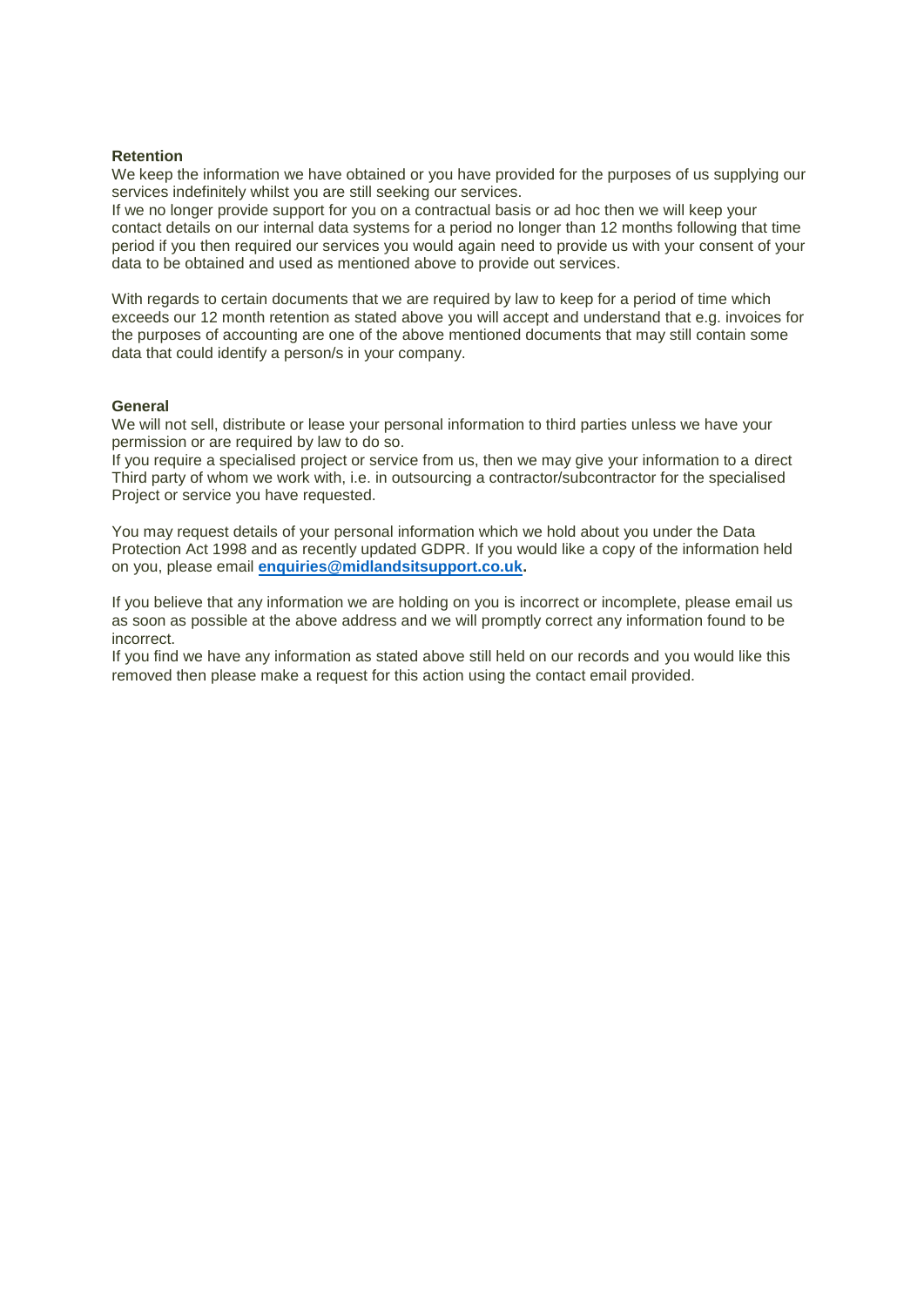**Retention**

We keep the information we have obtained or you have provided for the purposes of us supplying our services indefinitely whilst you are still seeking our services.
If we no longer provide support for you on a contractual basis or ad hoc then we will keep your contact details on our internal data systems for a period no longer than 12 months following that time period if you then required our services you would again need to provide us with your consent of your data to be obtained and used as mentioned above to provide out services.

With regards to certain documents that we are required by law to keep for a period of time which exceeds our 12 month retention as stated above you will accept and understand that e.g. invoices for the purposes of accounting are one of the above mentioned documents that may still contain some data that could identify a person/s in your company.

**General**

We will not sell, distribute or lease your personal information to third parties unless we have your permission or are required by law to do so.
If you require a specialised project or service from us, then we may give your information to a direct Third party of whom we work with, i.e. in outsourcing a contractor/subcontractor for the specialised Project or service you have requested.

You may request details of your personal information which we hold about you under the Data Protection Act 1998 and as recently updated GDPR. If you would like a copy of the information held on you, please email **enquiries@midlandsitsupport.co.uk.**

If you believe that any information we are holding on you is incorrect or incomplete, please email us as soon as possible at the above address and we will promptly correct any information found to be incorrect.
If you find we have any information as stated above still held on our records and you would like this removed then please make a request for this action using the contact email provided.